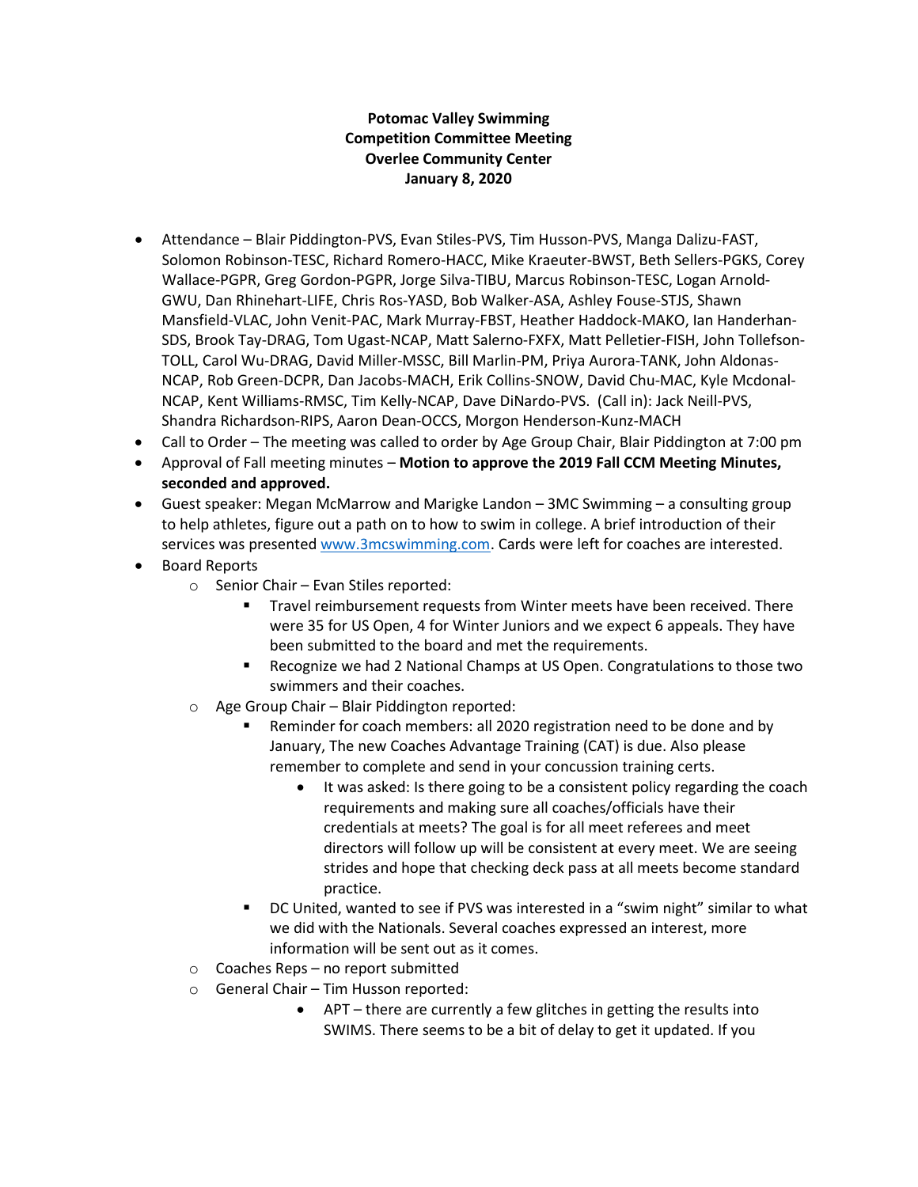**Potomac Valley Swimming**
**Competition Committee Meeting**
**Overlee Community Center**
**January 8, 2020**

- Attendance – Blair Piddington-PVS, Evan Stiles-PVS, Tim Husson-PVS, Manga Dalizu-FAST, Solomon Robinson-TESC, Richard Romero-HACC, Mike Kraeuter-BWST, Beth Sellers-PGKS, Corey Wallace-PGPR, Greg Gordon-PGPR, Jorge Silva-TIBU, Marcus Robinson-TESC, Logan Arnold-GWU, Dan Rhinehart-LIFE, Chris Ros-YASD, Bob Walker-ASA, Ashley Fouse-STJS, Shawn Mansfield-VLAC, John Venit-PAC, Mark Murray-FBST, Heather Haddock-MAKO, Ian Handerhan-SDS, Brook Tay-DRAG, Tom Ugast-NCAP, Matt Salerno-FXFX, Matt Pelletier-FISH, John Tollefson-TOLL, Carol Wu-DRAG, David Miller-MSSC, Bill Marlin-PM, Priya Aurora-TANK, John Aldonas-NCAP, Rob Green-DCPR, Dan Jacobs-MACH, Erik Collins-SNOW, David Chu-MAC, Kyle Mcdonal-NCAP, Kent Williams-RMSC, Tim Kelly-NCAP, Dave DiNardo-PVS. (Call in): Jack Neill-PVS, Shandra Richardson-RIPS, Aaron Dean-OCCS, Morgon Henderson-Kunz-MACH
- Call to Order – The meeting was called to order by Age Group Chair, Blair Piddington at 7:00 pm
- Approval of Fall meeting minutes – **Motion to approve the 2019 Fall CCM Meeting Minutes, seconded and approved.**
- Guest speaker: Megan McMarrow and Marigke Landon – 3MC Swimming – a consulting group to help athletes, figure out a path on to how to swim in college. A brief introduction of their services was presented www.3mcswimming.com. Cards were left for coaches are interested.
- Board Reports
  - Senior Chair – Evan Stiles reported:
    - Travel reimbursement requests from Winter meets have been received. There were 35 for US Open, 4 for Winter Juniors and we expect 6 appeals. They have been submitted to the board and met the requirements.
    - Recognize we had 2 National Champs at US Open. Congratulations to those two swimmers and their coaches.
  - Age Group Chair – Blair Piddington reported:
    - Reminder for coach members: all 2020 registration need to be done and by January, The new Coaches Advantage Training (CAT) is due. Also please remember to complete and send in your concussion training certs.
      - It was asked: Is there going to be a consistent policy regarding the coach requirements and making sure all coaches/officials have their credentials at meets? The goal is for all meet referees and meet directors will follow up will be consistent at every meet. We are seeing strides and hope that checking deck pass at all meets become standard practice.
    - DC United, wanted to see if PVS was interested in a "swim night" similar to what we did with the Nationals. Several coaches expressed an interest, more information will be sent out as it comes.
  - Coaches Reps – no report submitted
  - General Chair – Tim Husson reported:
    - APT – there are currently a few glitches in getting the results into SWIMS. There seems to be a bit of delay to get it updated. If you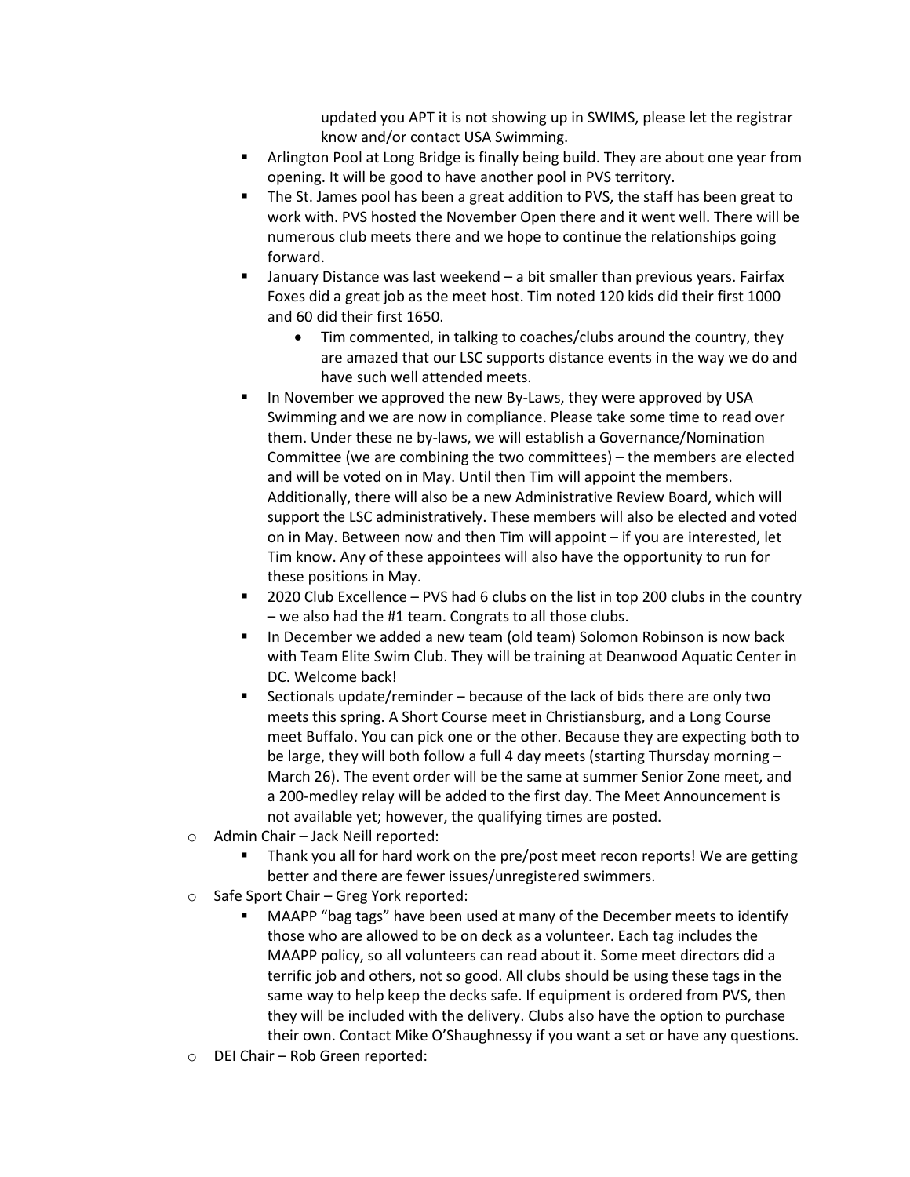updated you APT it is not showing up in SWIMS, please let the registrar know and/or contact USA Swimming.

- Arlington Pool at Long Bridge is finally being build. They are about one year from opening. It will be good to have another pool in PVS territory.
- The St. James pool has been a great addition to PVS, the staff has been great to work with. PVS hosted the November Open there and it went well. There will be numerous club meets there and we hope to continue the relationships going forward.
- January Distance was last weekend – a bit smaller than previous years. Fairfax Foxes did a great job as the meet host. Tim noted 120 kids did their first 1000 and 60 did their first 1650.
    - Tim commented, in talking to coaches/clubs around the country, they are amazed that our LSC supports distance events in the way we do and have such well attended meets.
- In November we approved the new By-Laws, they were approved by USA Swimming and we are now in compliance. Please take some time to read over them. Under these ne by-laws, we will establish a Governance/Nomination Committee (we are combining the two committees) – the members are elected and will be voted on in May. Until then Tim will appoint the members. Additionally, there will also be a new Administrative Review Board, which will support the LSC administratively. These members will also be elected and voted on in May. Between now and then Tim will appoint – if you are interested, let Tim know. Any of these appointees will also have the opportunity to run for these positions in May.
- 2020 Club Excellence – PVS had 6 clubs on the list in top 200 clubs in the country – we also had the #1 team. Congrats to all those clubs.
- In December we added a new team (old team) Solomon Robinson is now back with Team Elite Swim Club. They will be training at Deanwood Aquatic Center in DC. Welcome back!
- Sectionals update/reminder – because of the lack of bids there are only two meets this spring. A Short Course meet in Christiansburg, and a Long Course meet Buffalo. You can pick one or the other. Because they are expecting both to be large, they will both follow a full 4 day meets (starting Thursday morning – March 26). The event order will be the same at summer Senior Zone meet, and a 200-medley relay will be added to the first day. The Meet Announcement is not available yet; however, the qualifying times are posted.

- Admin Chair – Jack Neill reported:
    - Thank you all for hard work on the pre/post meet recon reports! We are getting better and there are fewer issues/unregistered swimmers.
- Safe Sport Chair – Greg York reported:
    - MAAPP "bag tags" have been used at many of the December meets to identify those who are allowed to be on deck as a volunteer. Each tag includes the MAAPP policy, so all volunteers can read about it. Some meet directors did a terrific job and others, not so good. All clubs should be using these tags in the same way to help keep the decks safe. If equipment is ordered from PVS, then they will be included with the delivery. Clubs also have the option to purchase their own. Contact Mike O'Shaughnessy if you want a set or have any questions.
- DEI Chair – Rob Green reported: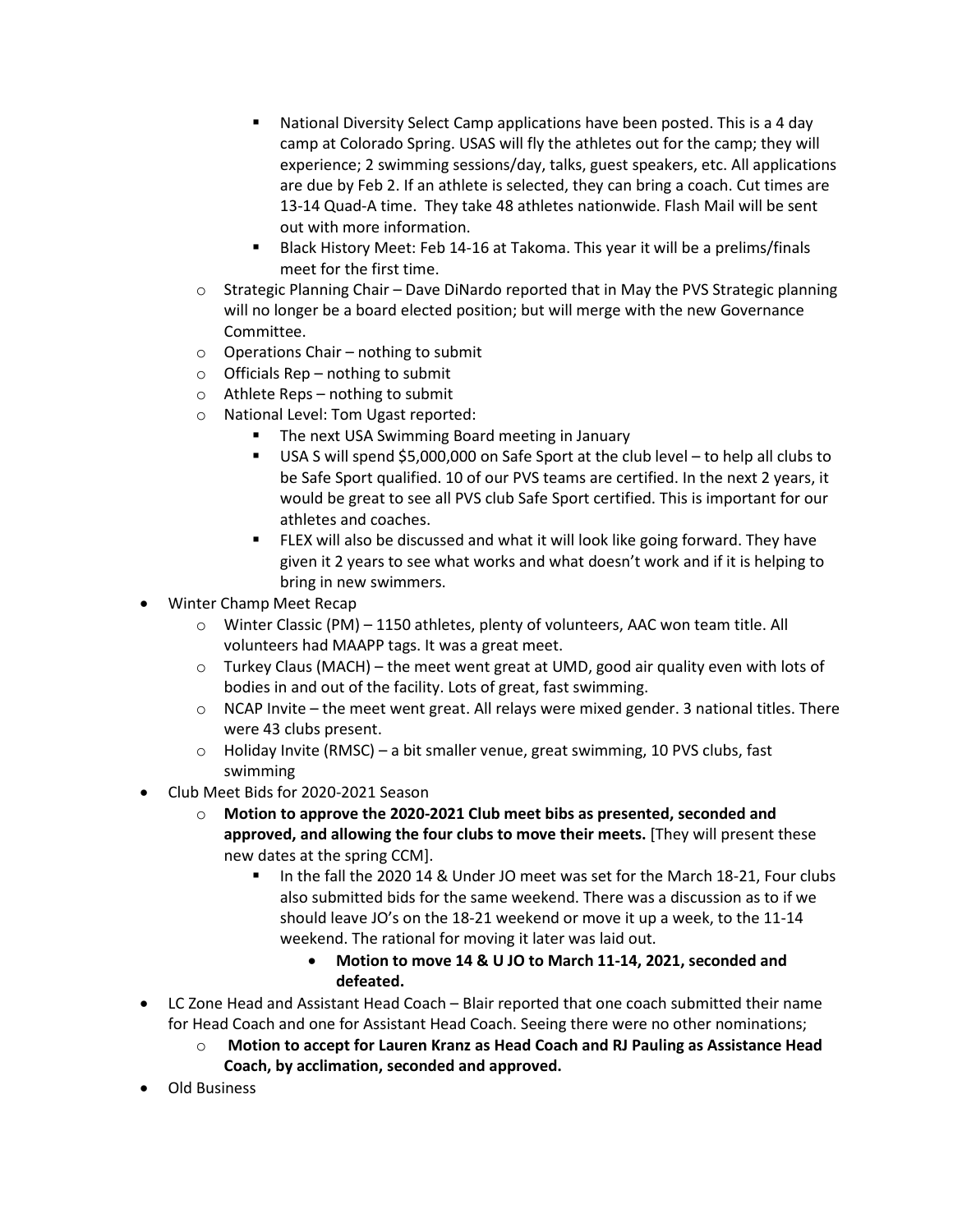- National Diversity Select Camp applications have been posted. This is a 4 day camp at Colorado Spring. USAS will fly the athletes out for the camp; they will experience; 2 swimming sessions/day, talks, guest speakers, etc. All applications are due by Feb 2. If an athlete is selected, they can bring a coach. Cut times are 13-14 Quad-A time. They take 48 athletes nationwide. Flash Mail will be sent out with more information.
        - Black History Meet: Feb 14-16 at Takoma. This year it will be a prelims/finals meet for the first time.
    - Strategic Planning Chair – Dave DiNardo reported that in May the PVS Strategic planning will no longer be a board elected position; but will merge with the new Governance Committee.
    - Operations Chair – nothing to submit
    - Officials Rep – nothing to submit
    - Athlete Reps – nothing to submit
    - National Level: Tom Ugast reported:
        - The next USA Swimming Board meeting in January
        - USA S will spend $5,000,000 on Safe Sport at the club level – to help all clubs to be Safe Sport qualified. 10 of our PVS teams are certified. In the next 2 years, it would be great to see all PVS club Safe Sport certified. This is important for our athletes and coaches.
        - FLEX will also be discussed and what it will look like going forward. They have given it 2 years to see what works and what doesn't work and if it is helping to bring in new swimmers.

- Winter Champ Meet Recap
    - Winter Classic (PM) – 1150 athletes, plenty of volunteers, AAC won team title. All volunteers had MAAPP tags. It was a great meet.
    - Turkey Claus (MACH) – the meet went great at UMD, good air quality even with lots of bodies in and out of the facility. Lots of great, fast swimming.
    - NCAP Invite – the meet went great. All relays were mixed gender. 3 national titles. There were 43 clubs present.
    - Holiday Invite (RMSC) – a bit smaller venue, great swimming, 10 PVS clubs, fast swimming
- Club Meet Bids for 2020-2021 Season
    - **Motion to approve the 2020-2021 Club meet bibs as presented, seconded and approved, and allowing the four clubs to move their meets.** [They will present these new dates at the spring CCM].
        - In the fall the 2020 14 & Under JO meet was set for the March 18-21, Four clubs also submitted bids for the same weekend. There was a discussion as to if we should leave JO's on the 18-21 weekend or move it up a week, to the 11-14 weekend. The rational for moving it later was laid out.
            - **Motion to move 14 & U JO to March 11-14, 2021, seconded and defeated.**
- LC Zone Head and Assistant Head Coach – Blair reported that one coach submitted their name for Head Coach and one for Assistant Head Coach. Seeing there were no other nominations;
    - **Motion to accept for Lauren Kranz as Head Coach and RJ Pauling as Assistance Head Coach, by acclimation, seconded and approved.**
- Old Business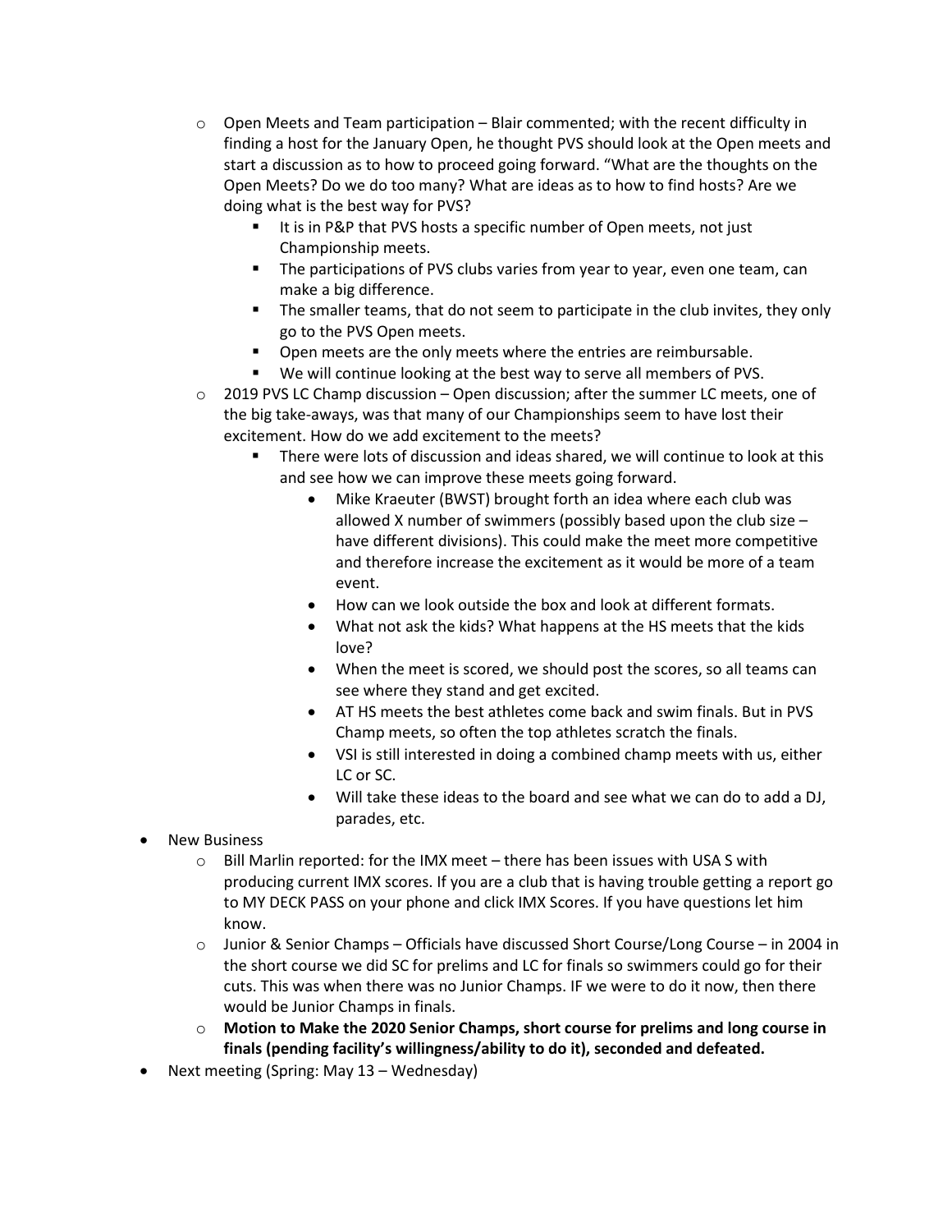- Open Meets and Team participation – Blair commented; with the recent difficulty in finding a host for the January Open, he thought PVS should look at the Open meets and start a discussion as to how to proceed going forward. "What are the thoughts on the Open Meets? Do we do too many? What are ideas as to how to find hosts? Are we doing what is the best way for PVS?
  - It is in P&P that PVS hosts a specific number of Open meets, not just Championship meets.
  - The participations of PVS clubs varies from year to year, even one team, can make a big difference.
  - The smaller teams, that do not seem to participate in the club invites, they only go to the PVS Open meets.
  - Open meets are the only meets where the entries are reimbursable.
  - We will continue looking at the best way to serve all members of PVS.
- 2019 PVS LC Champ discussion – Open discussion; after the summer LC meets, one of the big take-aways, was that many of our Championships seem to have lost their excitement. How do we add excitement to the meets?
  - There were lots of discussion and ideas shared, we will continue to look at this and see how we can improve these meets going forward.
    - Mike Kraeuter (BWST) brought forth an idea where each club was allowed X number of swimmers (possibly based upon the club size – have different divisions). This could make the meet more competitive and therefore increase the excitement as it would be more of a team event.
    - How can we look outside the box and look at different formats.
    - What not ask the kids? What happens at the HS meets that the kids love?
    - When the meet is scored, we should post the scores, so all teams can see where they stand and get excited.
    - AT HS meets the best athletes come back and swim finals. But in PVS Champ meets, so often the top athletes scratch the finals.
    - VSI is still interested in doing a combined champ meets with us, either LC or SC.
    - Will take these ideas to the board and see what we can do to add a DJ, parades, etc.

- New Business
  - Bill Marlin reported: for the IMX meet – there has been issues with USA S with producing current IMX scores. If you are a club that is having trouble getting a report go to MY DECK PASS on your phone and click IMX Scores. If you have questions let him know.
  - Junior & Senior Champs – Officials have discussed Short Course/Long Course – in 2004 in the short course we did SC for prelims and LC for finals so swimmers could go for their cuts. This was when there was no Junior Champs. IF we were to do it now, then there would be Junior Champs in finals.
  - **Motion to Make the 2020 Senior Champs, short course for prelims and long course in finals (pending facility's willingness/ability to do it), seconded and defeated.**
- Next meeting (Spring: May 13 – Wednesday)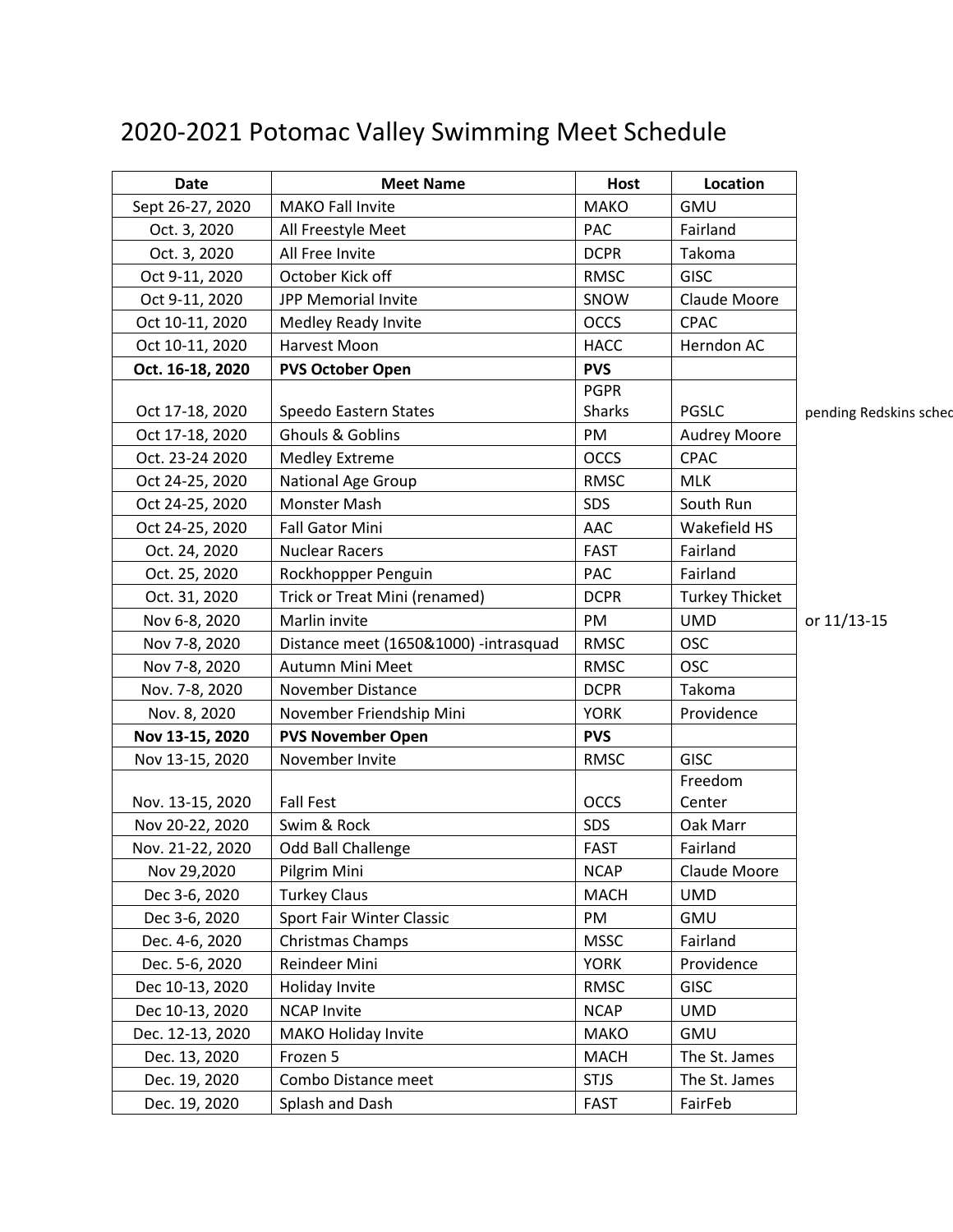# 2020-2021 Potomac Valley Swimming Meet Schedule

| Date | Meet Name | Host | Location | |
|---|---|---|---|---|
| Sept 26-27, 2020 | MAKO Fall Invite | MAKO | GMU | |
| Oct. 3, 2020 | All Freestyle Meet | PAC | Fairland | |
| Oct. 3, 2020 | All Free Invite | DCPR | Takoma | |
| Oct 9-11, 2020 | October Kick off | RMSC | GISC | |
| Oct 9-11, 2020 | JPP Memorial Invite | SNOW | Claude Moore | |
| Oct 10-11, 2020 | Medley Ready Invite | OCCS | CPAC | |
| Oct 10-11, 2020 | Harvest Moon | HACC | Herndon AC | |
| **Oct. 16-18, 2020** | **PVS October Open** | **PVS** | | |
| Oct 17-18, 2020 | Speedo Eastern States | PGPR Sharks | PGSLC | pending Redskins sched |
| Oct 17-18, 2020 | Ghouls & Goblins | PM | Audrey Moore | |
| Oct. 23-24 2020 | Medley Extreme | OCCS | CPAC | |
| Oct 24-25, 2020 | National Age Group | RMSC | MLK | |
| Oct 24-25, 2020 | Monster Mash | SDS | South Run | |
| Oct 24-25, 2020 | Fall Gator Mini | AAC | Wakefield HS | |
| Oct. 24, 2020 | Nuclear Racers | FAST | Fairland | |
| Oct. 25, 2020 | Rockhoppper Penguin | PAC | Fairland | |
| Oct. 31, 2020 | Trick or Treat Mini (renamed) | DCPR | Turkey Thicket | |
| Nov 6-8, 2020 | Marlin invite | PM | UMD | or 11/13-15 |
| Nov 7-8, 2020 | Distance meet (1650&1000) -intrasquad | RMSC | OSC | |
| Nov 7-8, 2020 | Autumn Mini Meet | RMSC | OSC | |
| Nov. 7-8, 2020 | November Distance | DCPR | Takoma | |
| Nov. 8, 2020 | November Friendship Mini | YORK | Providence | |
| **Nov 13-15, 2020** | **PVS November Open** | **PVS** | | |
| Nov 13-15, 2020 | November Invite | RMSC | GISC | |
| Nov. 13-15, 2020 | Fall Fest | OCCS | Freedom Center | |
| Nov 20-22, 2020 | Swim & Rock | SDS | Oak Marr | |
| Nov. 21-22, 2020 | Odd Ball Challenge | FAST | Fairland | |
| Nov 29,2020 | Pilgrim Mini | NCAP | Claude Moore | |
| Dec 3-6, 2020 | Turkey Claus | MACH | UMD | |
| Dec 3-6, 2020 | Sport Fair Winter Classic | PM | GMU | |
| Dec. 4-6, 2020 | Christmas Champs | MSSC | Fairland | |
| Dec. 5-6, 2020 | Reindeer Mini | YORK | Providence | |
| Dec 10-13, 2020 | Holiday Invite | RMSC | GISC | |
| Dec 10-13, 2020 | NCAP Invite | NCAP | UMD | |
| Dec. 12-13, 2020 | MAKO Holiday Invite | MAKO | GMU | |
| Dec. 13, 2020 | Frozen 5 | MACH | The St. James | |
| Dec. 19, 2020 | Combo Distance meet | STJS | The St. James | |
| Dec. 19, 2020 | Splash and Dash | FAST | FairFeb | |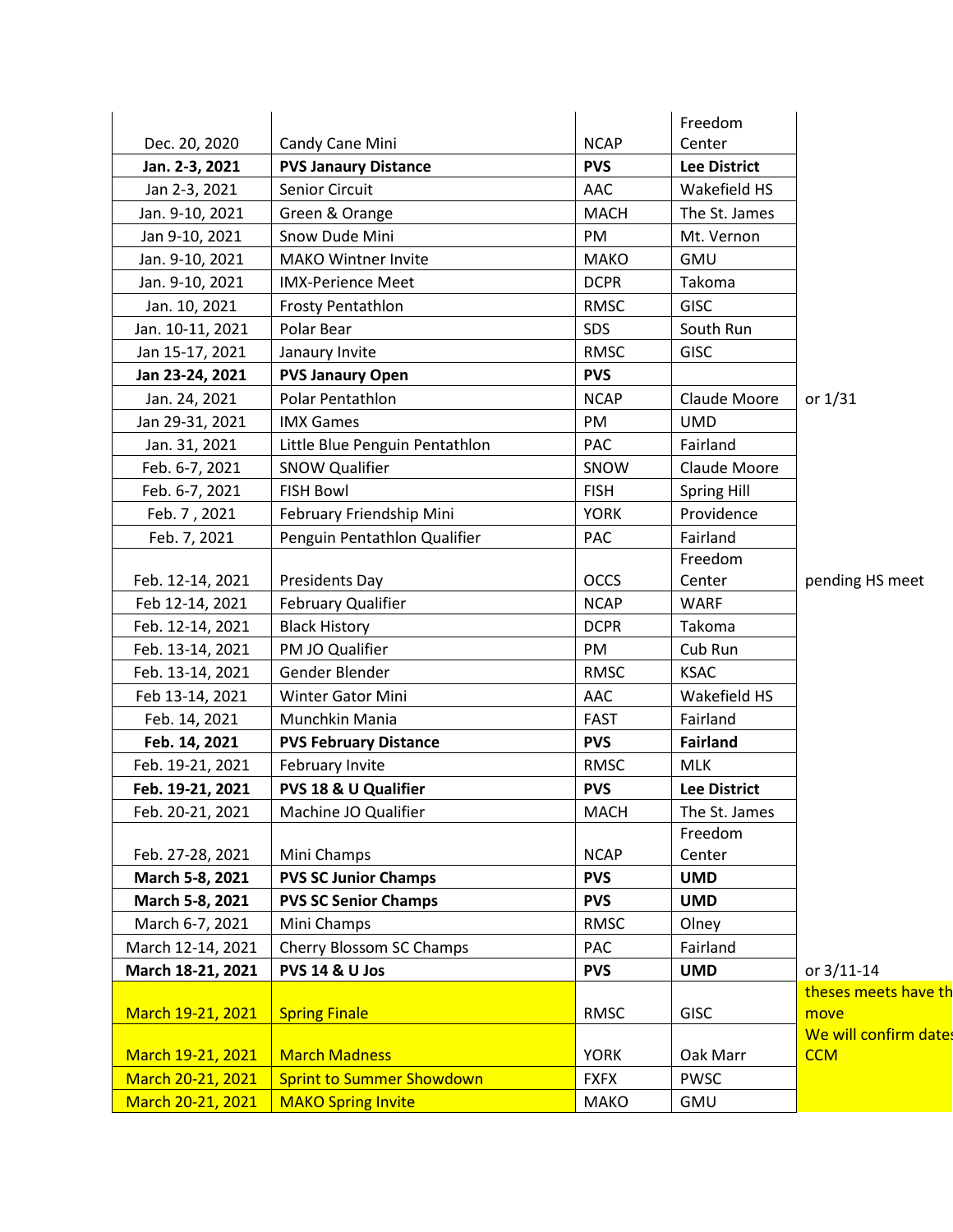| | | | | |
|---|---|---|---|---|
| Dec. 20, 2020 | Candy Cane Mini | NCAP | Freedom Center | |
| **Jan. 2-3, 2021** | **PVS Janaury Distance** | **PVS** | **Lee District** | |
| Jan 2-3, 2021 | Senior Circuit | AAC | Wakefield HS | |
| Jan. 9-10, 2021 | Green & Orange | MACH | The St. James | |
| Jan 9-10, 2021 | Snow Dude Mini | PM | Mt. Vernon | |
| Jan. 9-10, 2021 | MAKO Wintner Invite | MAKO | GMU | |
| Jan. 9-10, 2021 | IMX-Perience Meet | DCPR | Takoma | |
| Jan. 10, 2021 | Frosty Pentathlon | RMSC | GISC | |
| Jan. 10-11, 2021 | Polar Bear | SDS | South Run | |
| Jan 15-17, 2021 | Janaury Invite | RMSC | GISC | |
| **Jan 23-24, 2021** | **PVS Janaury Open** | **PVS** | | |
| Jan. 24, 2021 | Polar Pentathlon | NCAP | Claude Moore | or 1/31 |
| Jan 29-31, 2021 | IMX Games | PM | UMD | |
| Jan. 31, 2021 | Little Blue Penguin Pentathlon | PAC | Fairland | |
| Feb. 6-7, 2021 | SNOW Qualifier | SNOW | Claude Moore | |
| Feb. 6-7, 2021 | FISH Bowl | FISH | Spring Hill | |
| Feb. 7 , 2021 | February Friendship Mini | YORK | Providence | |
| Feb. 7, 2021 | Penguin Pentathlon Qualifier | PAC | Fairland | |
| Feb. 12-14, 2021 | Presidents Day | OCCS | Freedom Center | pending HS meet |
| Feb 12-14, 2021 | February Qualifier | NCAP | WARF | |
| Feb. 12-14, 2021 | Black History | DCPR | Takoma | |
| Feb. 13-14, 2021 | PM JO Qualifier | PM | Cub Run | |
| Feb. 13-14, 2021 | Gender Blender | RMSC | KSAC | |
| Feb 13-14, 2021 | Winter Gator Mini | AAC | Wakefield HS | |
| Feb. 14, 2021 | Munchkin Mania | FAST | Fairland | |
| **Feb. 14, 2021** | **PVS February Distance** | **PVS** | **Fairland** | |
| Feb. 19-21, 2021 | February Invite | RMSC | MLK | |
| **Feb. 19-21, 2021** | **PVS 18 & U Qualifier** | **PVS** | **Lee District** | |
| Feb. 20-21, 2021 | Machine JO Qualifier | MACH | The St. James | |
| Feb. 27-28, 2021 | Mini Champs | NCAP | Freedom Center | |
| **March 5-8, 2021** | **PVS SC Junior Champs** | **PVS** | **UMD** | |
| **March 5-8, 2021** | **PVS SC Senior Champs** | **PVS** | **UMD** | |
| March 6-7, 2021 | Mini Champs | RMSC | Olney | |
| March 12-14, 2021 | Cherry Blossom SC Champs | PAC | Fairland | |
| **March 18-21, 2021** | **PVS 14 & U Jos** | **PVS** | **UMD** | or 3/11-14 |
| March 19-21, 2021 | Spring Finale | RMSC | GISC | theses meets have th move |
| March 19-21, 2021 | March Madness | YORK | Oak Marr | We will confirm dates CCM |
| March 20-21, 2021 | Sprint to Summer Showdown | FXFX | PWSC | |
| March 20-21, 2021 | MAKO Spring Invite | MAKO | GMU | |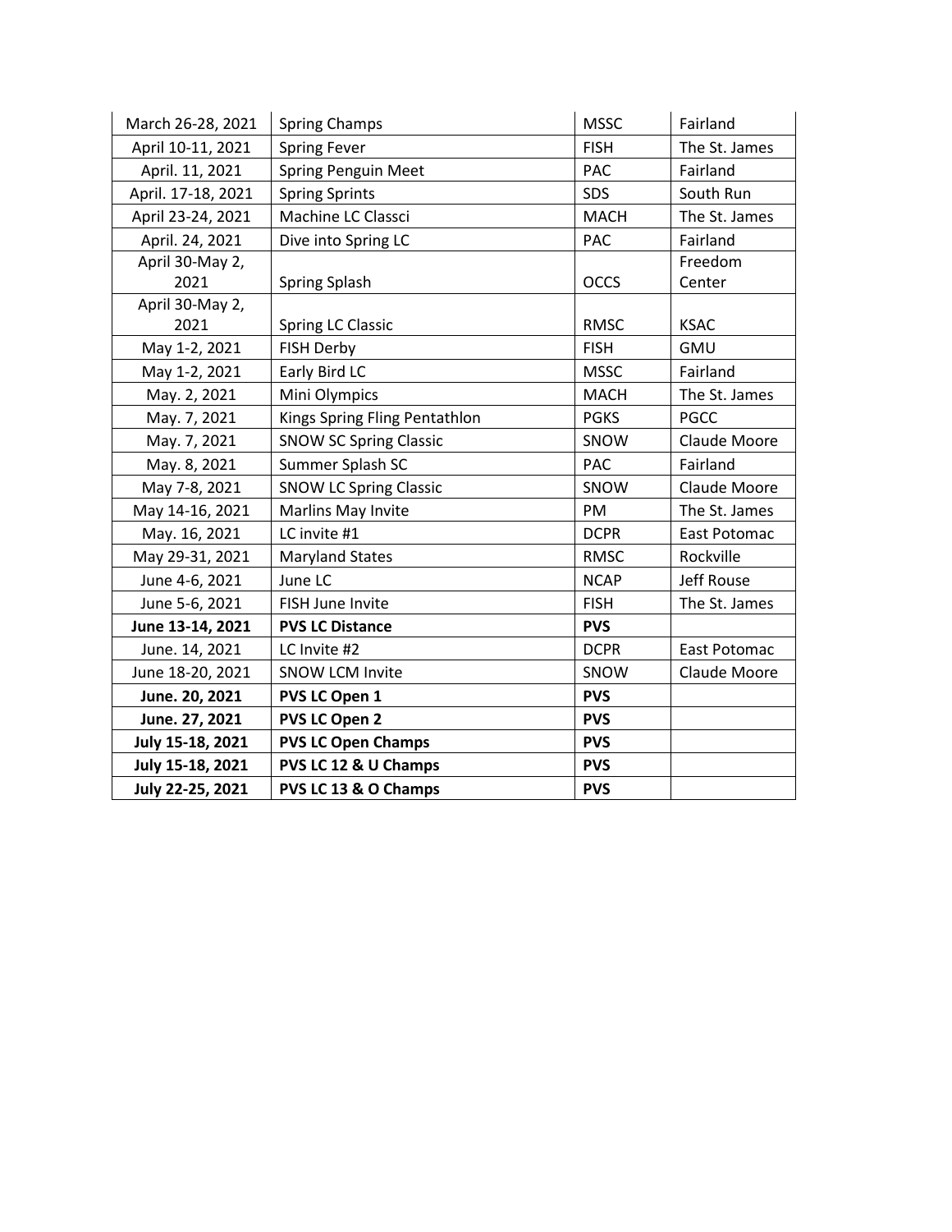| | | | |
|---|---|---|---|
| March 26-28, 2021 | Spring Champs | MSSC | Fairland |
| April 10-11, 2021 | Spring Fever | FISH | The St. James |
| April. 11, 2021 | Spring Penguin Meet | PAC | Fairland |
| April. 17-18, 2021 | Spring Sprints | SDS | South Run |
| April 23-24, 2021 | Machine LC Classci | MACH | The St. James |
| April. 24, 2021 | Dive into Spring LC | PAC | Fairland |
| April 30-May 2, 2021 | Spring Splash | OCCS | Freedom Center |
| April 30-May 2, 2021 | Spring LC Classic | RMSC | KSAC |
| May 1-2, 2021 | FISH Derby | FISH | GMU |
| May 1-2, 2021 | Early Bird LC | MSSC | Fairland |
| May. 2, 2021 | Mini Olympics | MACH | The St. James |
| May. 7, 2021 | Kings Spring Fling Pentathlon | PGKS | PGCC |
| May. 7, 2021 | SNOW SC Spring Classic | SNOW | Claude Moore |
| May. 8, 2021 | Summer Splash SC | PAC | Fairland |
| May 7-8, 2021 | SNOW LC Spring Classic | SNOW | Claude Moore |
| May 14-16, 2021 | Marlins May Invite | PM | The St. James |
| May. 16, 2021 | LC invite #1 | DCPR | East Potomac |
| May 29-31, 2021 | Maryland States | RMSC | Rockville |
| June 4-6, 2021 | June LC | NCAP | Jeff Rouse |
| June 5-6, 2021 | FISH June Invite | FISH | The St. James |
| **June 13-14, 2021** | **PVS LC Distance** | **PVS** | |
| June. 14, 2021 | LC Invite #2 | DCPR | East Potomac |
| June 18-20, 2021 | SNOW LCM Invite | SNOW | Claude Moore |
| **June. 20, 2021** | **PVS LC Open 1** | **PVS** | |
| **June. 27, 2021** | **PVS LC Open 2** | **PVS** | |
| **July 15-18, 2021** | **PVS LC Open Champs** | **PVS** | |
| **July 15-18, 2021** | **PVS LC 12 & U Champs** | **PVS** | |
| **July 22-25, 2021** | **PVS LC 13 & O Champs** | **PVS** | |